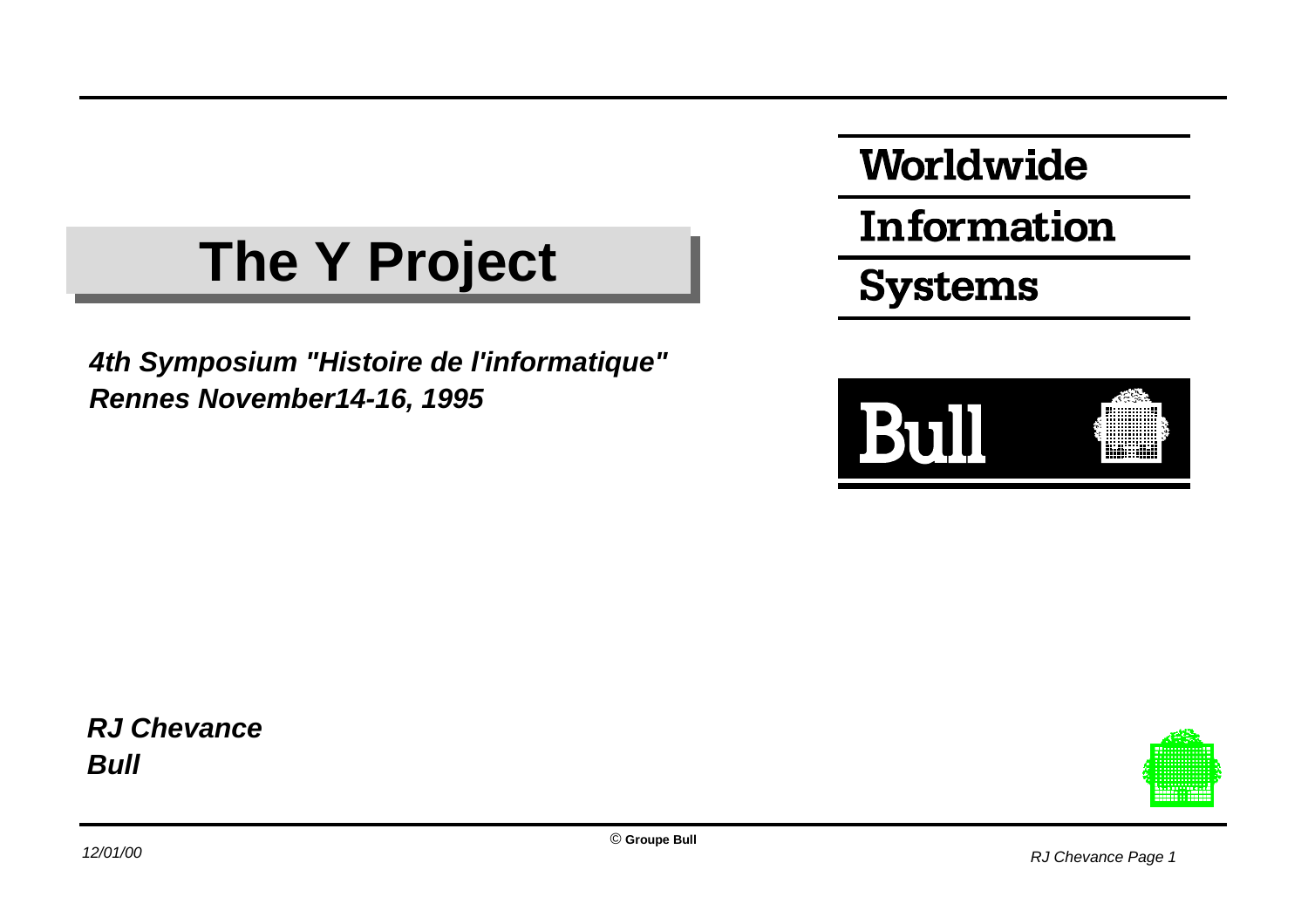# The Y Project

Worldwide Information Systems

Bull

***4th Symposium "Histoire de l'informatique"***
***Rennes November14-16, 1995***

***RJ Chevance***
***Bull***

© Groupe Bull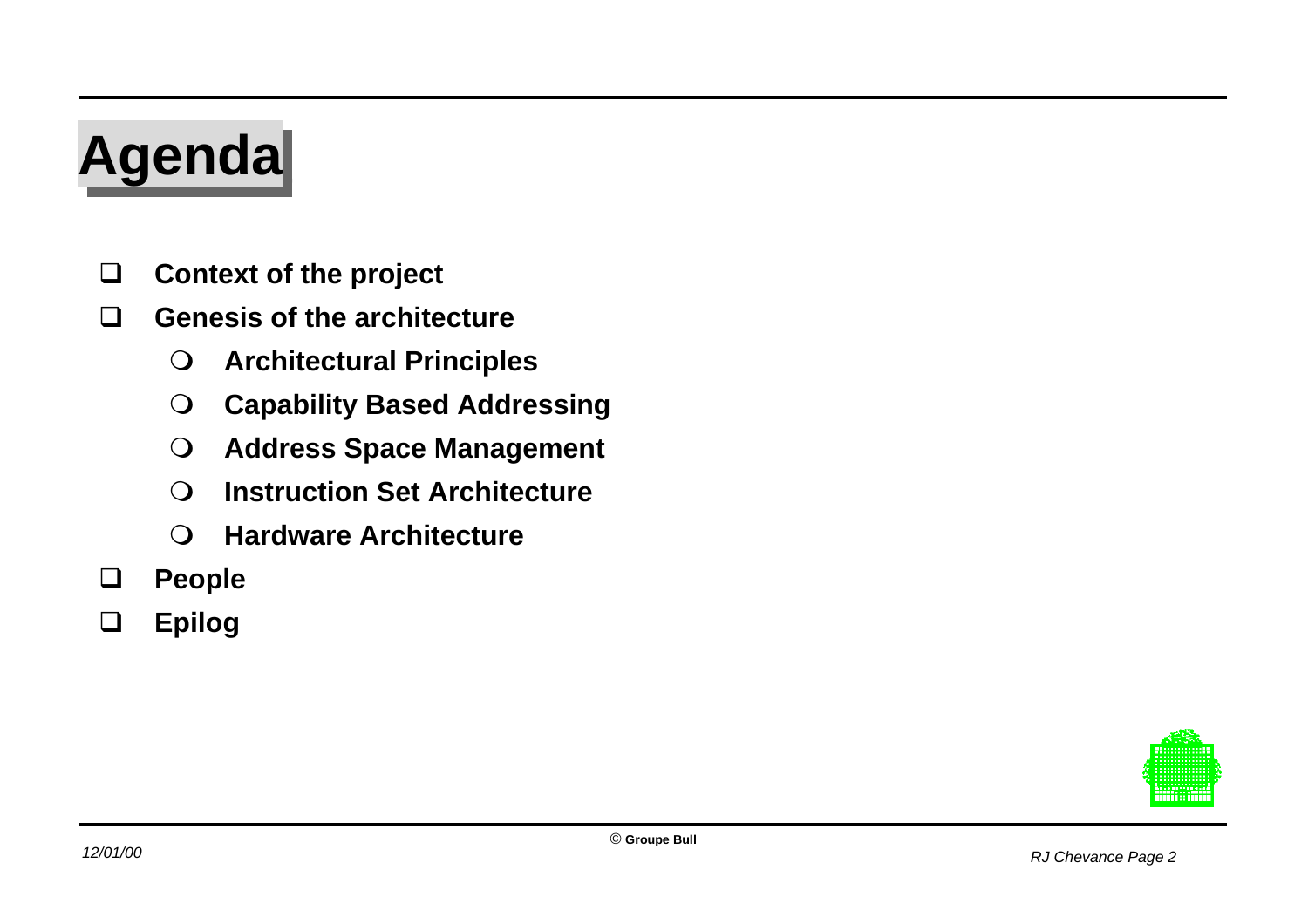# Agenda

- **Context of the project**
- **Genesis of the architecture**
  - **Architectural Principles**
  - **Capability Based Addressing**
  - **Address Space Management**
  - **Instruction Set Architecture**
  - **Hardware Architecture**
- **People**
- **Epilog**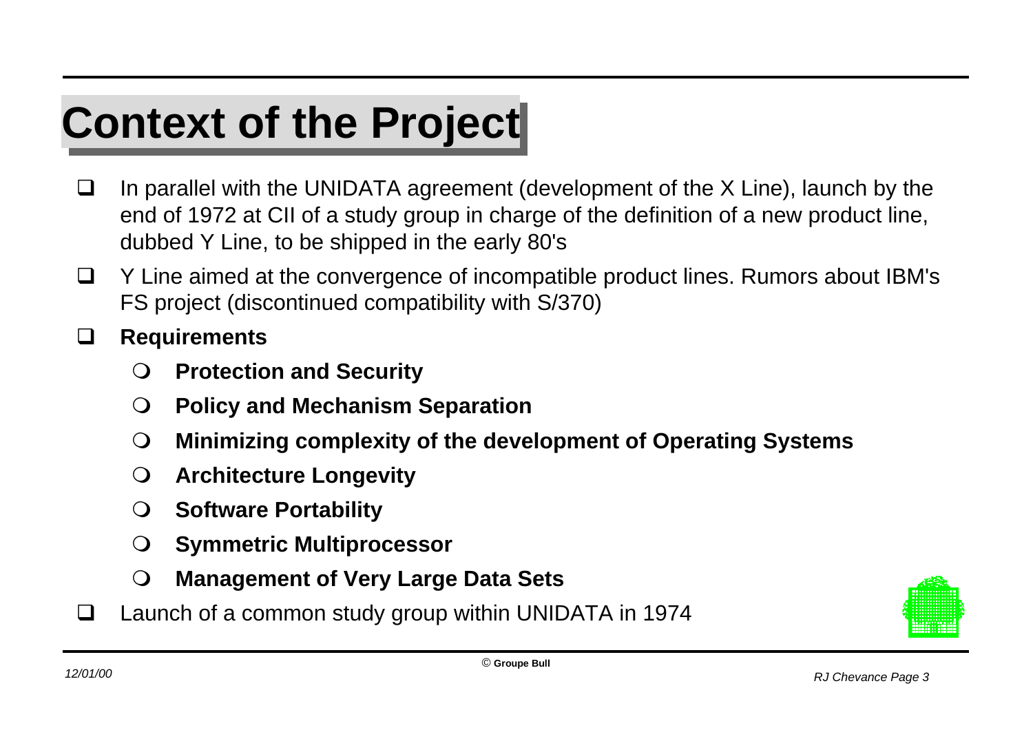# Context of the Project

- In parallel with the UNIDATA agreement (development of the X Line), launch by the end of 1972 at CII of a study group in charge of the definition of a new product line, dubbed Y Line, to be shipped in the early 80's
- Y Line aimed at the convergence of incompatible product lines. Rumors about IBM's FS project (discontinued compatibility with S/370)
- **Requirements**
  - **Protection and Security**
  - **Policy and Mechanism Separation**
  - **Minimizing complexity of the development of Operating Systems**
  - **Architecture Longevity**
  - **Software Portability**
  - **Symmetric Multiprocessor**
  - **Management of Very Large Data Sets**
- Launch of a common study group within UNIDATA in 1974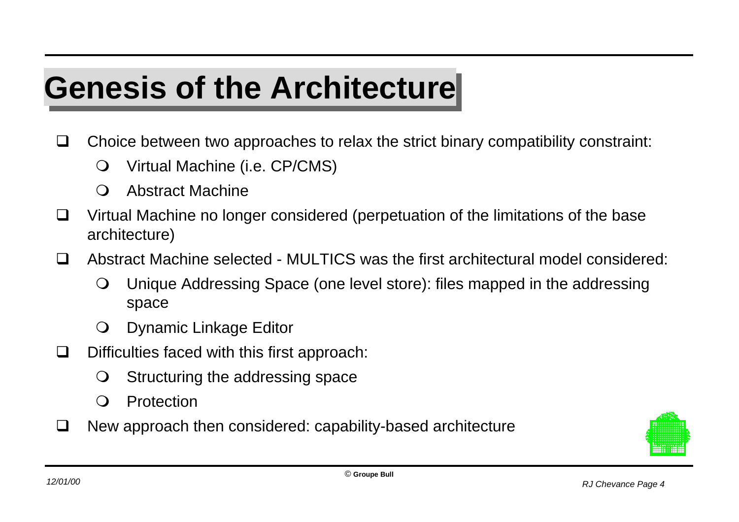# Genesis of the Architecture

- Choice between two approaches to relax the strict binary compatibility constraint:
  - Virtual Machine (i.e. CP/CMS)
  - Abstract Machine
- Virtual Machine no longer considered (perpetuation of the limitations of the base architecture)
- Abstract Machine selected - MULTICS was the first architectural model considered:
  - Unique Addressing Space (one level store): files mapped in the addressing space
  - Dynamic Linkage Editor
- Difficulties faced with this first approach:
  - Structuring the addressing space
  - Protection
- New approach then considered: capability-based architecture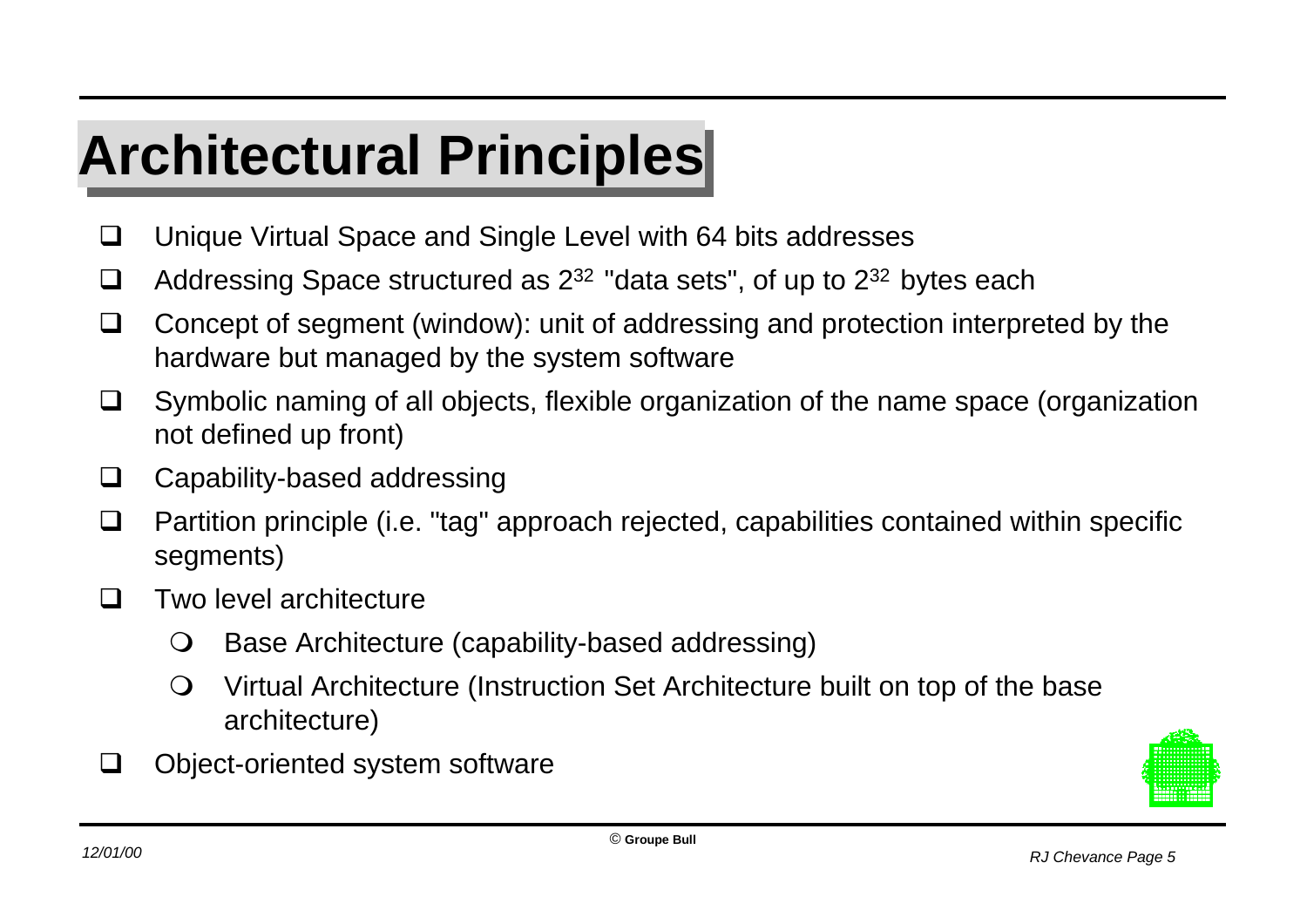# Architectural Principles

- Unique Virtual Space and Single Level with 64 bits addresses
- Addressing Space structured as $2^{32}$ "data sets", of up to $2^{32}$ bytes each
- Concept of segment (window): unit of addressing and protection interpreted by the hardware but managed by the system software
- Symbolic naming of all objects, flexible organization of the name space (organization not defined up front)
- Capability-based addressing
- Partition principle (i.e. "tag" approach rejected, capabilities contained within specific segments)
- Two level architecture
  - Base Architecture (capability-based addressing)
  - Virtual Architecture (Instruction Set Architecture built on top of the base architecture)
- Object-oriented system software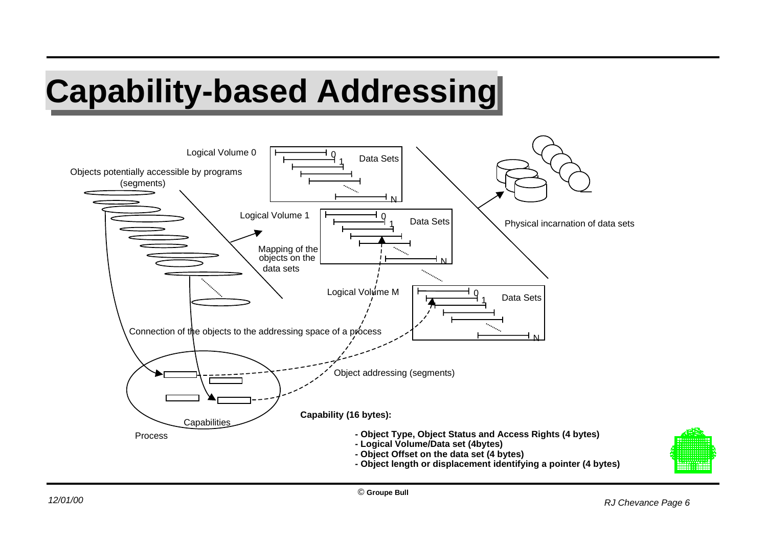# Capability-based Addressing

Logical Volume 0

Data Sets

Objects potentially accessible by programs (segments)

Logical Volume 1

Data Sets

Mapping of the objects on the data sets

Physical incarnation of data sets

Logical Volume M

Data Sets

Connection of the objects to the addressing space of a process

Object addressing (segments)

Capabilities

Process

**Capability (16 bytes):**

- **Object Type, Object Status and Access Rights (4 bytes)**
- **Logical Volume/Data set (4bytes)**
- **Object Offset on the data set (4 bytes)**
- **Object length or displacement identifying a pointer (4 bytes)**

© **Groupe Bull**

*12/01/00*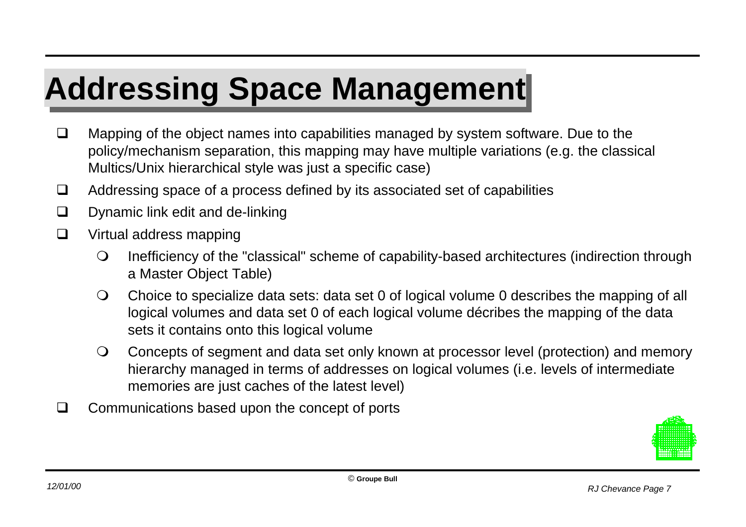# Addressing Space Management

- Mapping of the object names into capabilities managed by system software. Due to the policy/mechanism separation, this mapping may have multiple variations (e.g. the classical Multics/Unix hierarchical style was just a specific case)
- Addressing space of a process defined by its associated set of capabilities
- Dynamic link edit and de-linking
- Virtual address mapping
  - Inefficiency of the "classical" scheme of capability-based architectures (indirection through a Master Object Table)
  - Choice to specialize data sets: data set 0 of logical volume 0 describes the mapping of all logical volumes and data set 0 of each logical volume décribes the mapping of the data sets it contains onto this logical volume
  - Concepts of segment and data set only known at processor level (protection) and memory hierarchy managed in terms of addresses on logical volumes (i.e. levels of intermediate memories are just caches of the latest level)
- Communications based upon the concept of ports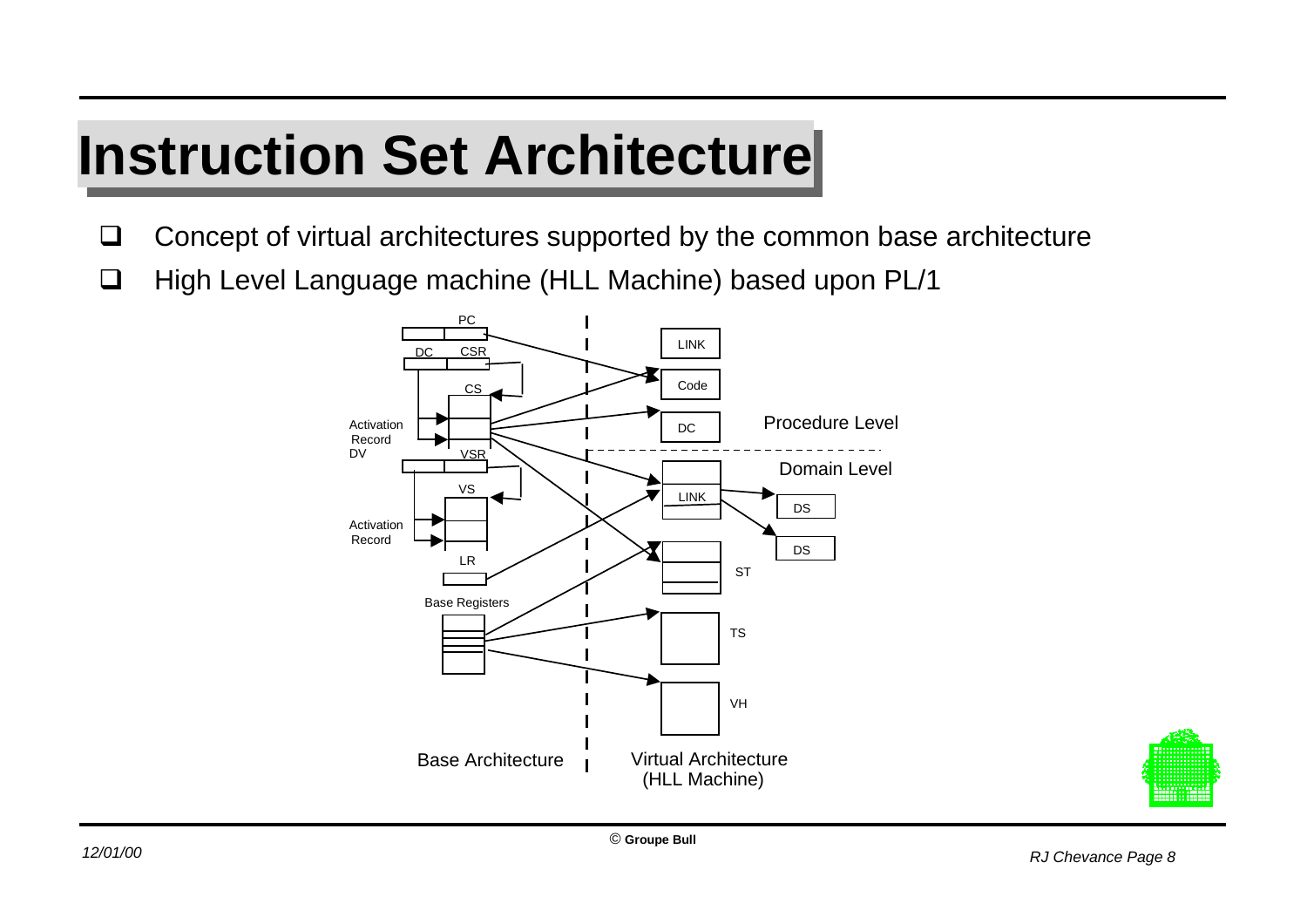# Instruction Set Architecture

- Concept of virtual architectures supported by the common base architecture
- High Level Language machine (HLL Machine) based upon PL/1

PC

DC CSR

CS

Activation Record DV

VSR

VS

Activation Record

LR

Base Registers

LINK

Code

DC

Procedure Level

Domain Level

LINK

DS

DS

ST

TS

VH

Base Architecture

Virtual Architecture (HLL Machine)

© Groupe Bull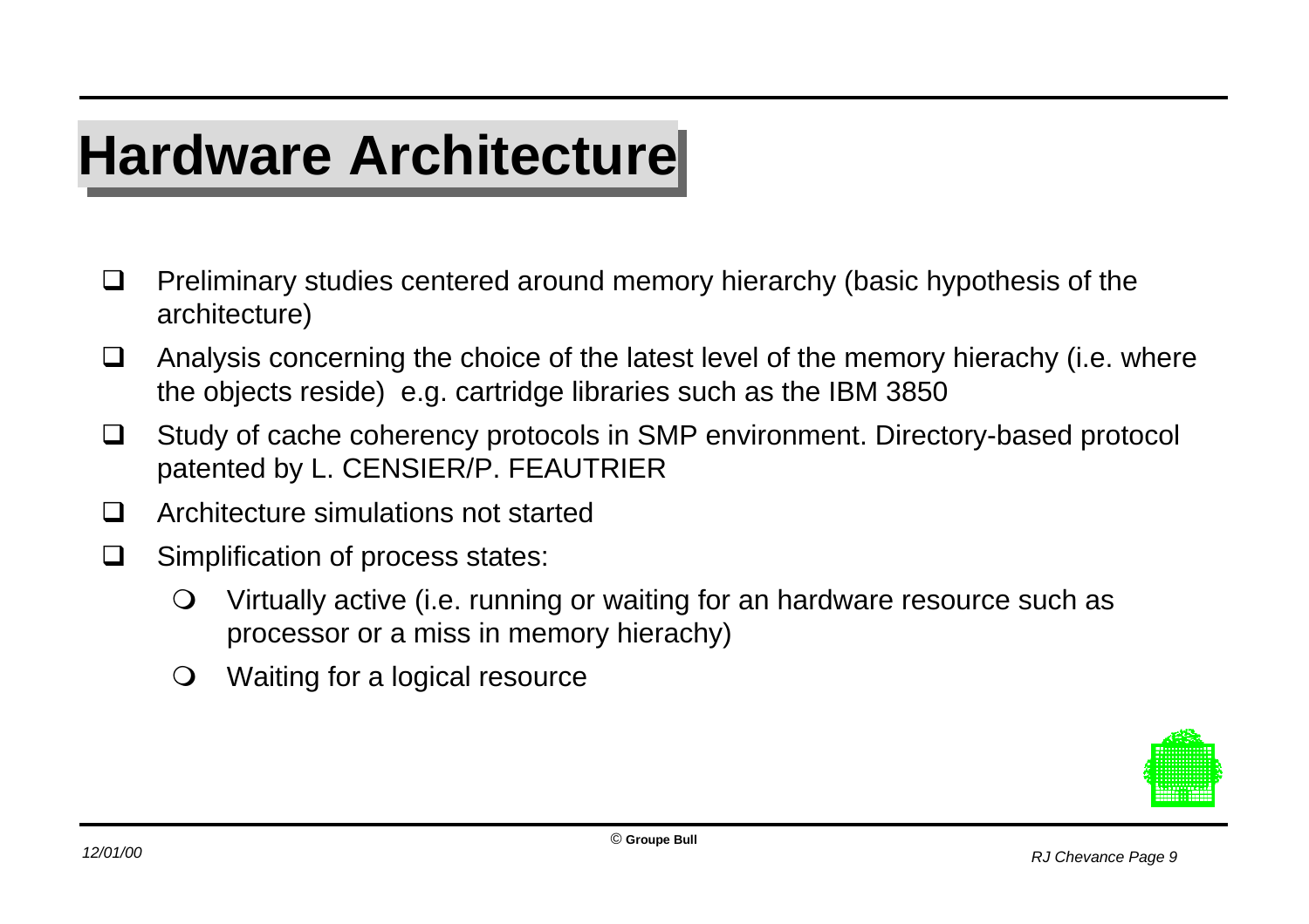# Hardware Architecture

- Preliminary studies centered around memory hierarchy (basic hypothesis of the architecture)
- Analysis concerning the choice of the latest level of the memory hierachy (i.e. where the objects reside) e.g. cartridge libraries such as the IBM 3850
- Study of cache coherency protocols in SMP environment. Directory-based protocol patented by L. CENSIER/P. FEAUTRIER
- Architecture simulations not started
- Simplification of process states:
  - Virtually active (i.e. running or waiting for an hardware resource such as processor or a miss in memory hierachy)
  - Waiting for a logical resource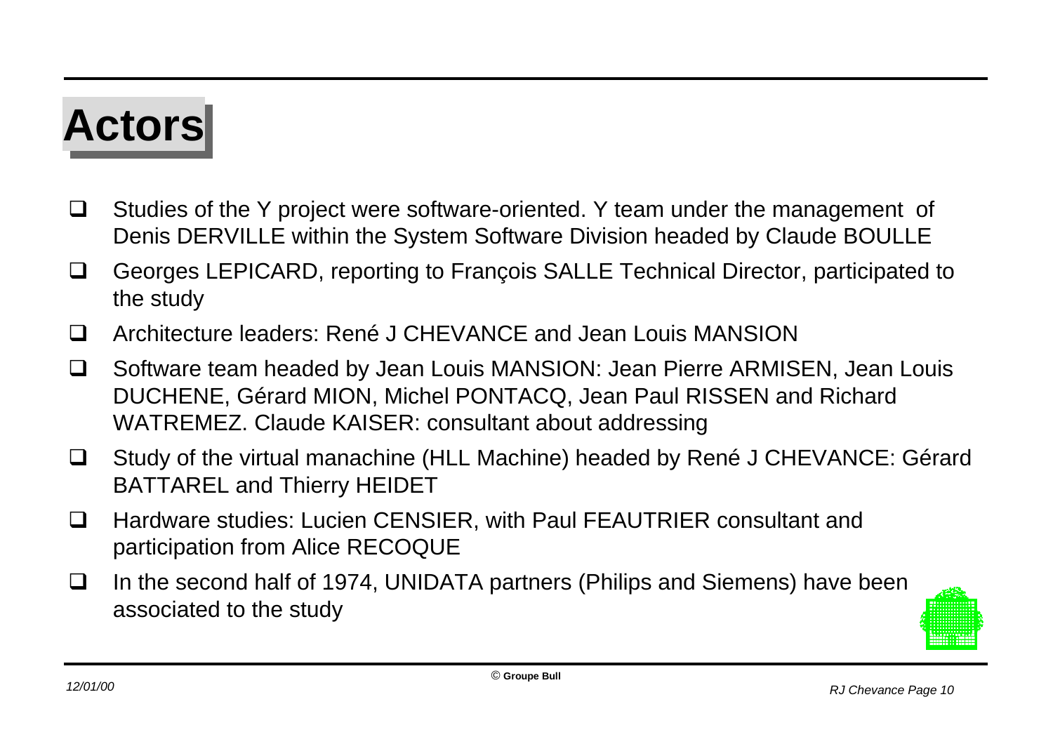# Actors

- Studies of the Y project were software-oriented. Y team under the management of Denis DERVILLE within the System Software Division headed by Claude BOULLE
- Georges LEPICARD, reporting to François SALLE Technical Director, participated to the study
- Architecture leaders: René J CHEVANCE and Jean Louis MANSION
- Software team headed by Jean Louis MANSION: Jean Pierre ARMISEN, Jean Louis DUCHENE, Gérard MION, Michel PONTACQ, Jean Paul RISSEN and Richard WATREMEZ. Claude KAISER: consultant about addressing
- Study of the virtual manachine (HLL Machine) headed by René J CHEVANCE: Gérard BATTAREL and Thierry HEIDET
- Hardware studies: Lucien CENSIER, with Paul FEAUTRIER consultant and participation from Alice RECOQUE
- In the second half of 1974, UNIDATA partners (Philips and Siemens) have been associated to the study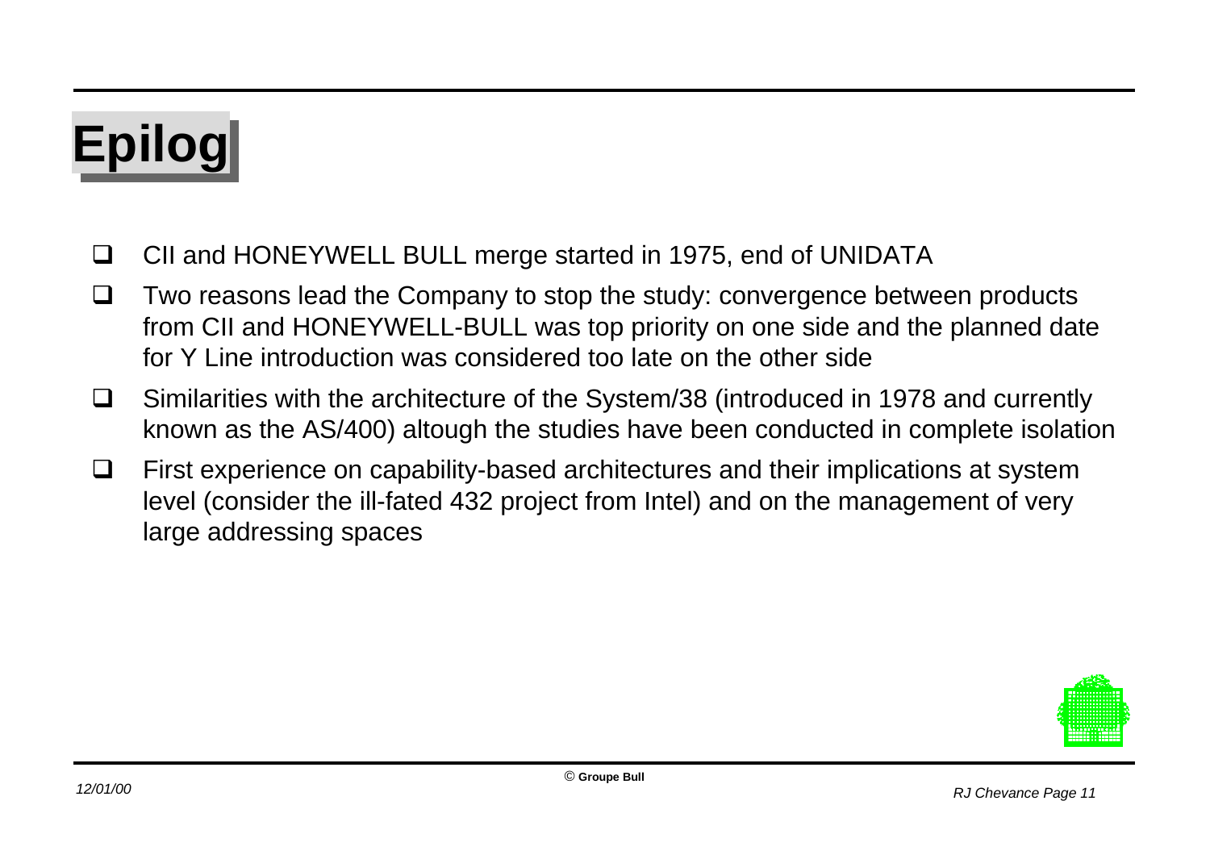# Epilog

- CII and HONEYWELL BULL merge started in 1975, end of UNIDATA
- Two reasons lead the Company to stop the study: convergence between products from CII and HONEYWELL-BULL was top priority on one side and the planned date for Y Line introduction was considered too late on the other side
- Similarities with the architecture of the System/38 (introduced in 1978 and currently known as the AS/400) altough the studies have been conducted in complete isolation
- First experience on capability-based architectures and their implications at system level (consider the ill-fated 432 project from Intel) and on the management of very large addressing spaces